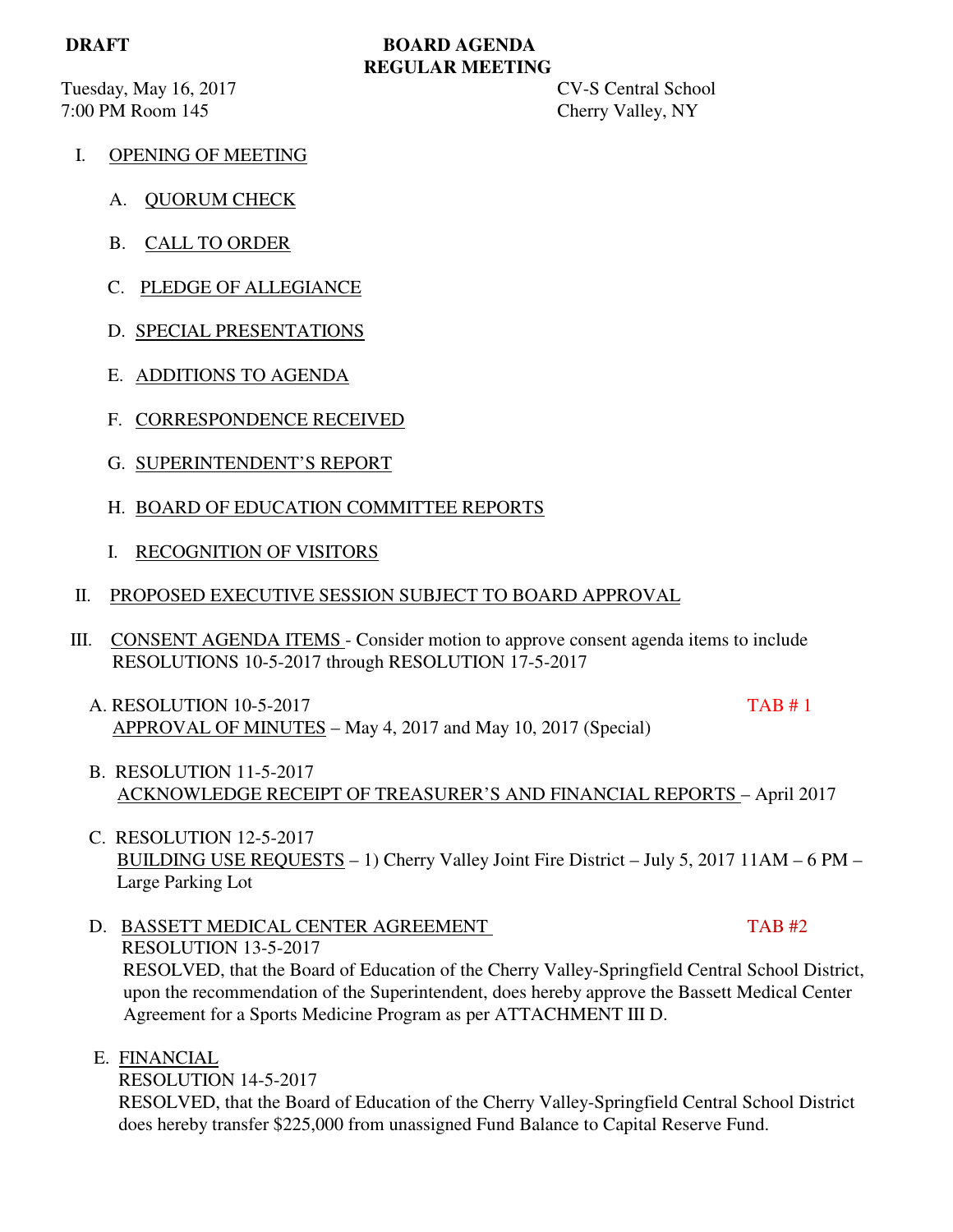**DRAFT**

# BOARD AGENDA
## REGULAR MEETING

Tuesday, May 16, 2017
7:00 PM Room 145

CV-S Central School
Cherry Valley, NY

I. OPENING OF MEETING

A. QUORUM CHECK

B. CALL TO ORDER

C. PLEDGE OF ALLEGIANCE

D. SPECIAL PRESENTATIONS

E. ADDITIONS TO AGENDA

F. CORRESPONDENCE RECEIVED

G. SUPERINTENDENT'S REPORT

H. BOARD OF EDUCATION COMMITTEE REPORTS

I. RECOGNITION OF VISITORS

II. PROPOSED EXECUTIVE SESSION SUBJECT TO BOARD APPROVAL

III. CONSENT AGENDA ITEMS - Consider motion to approve consent agenda items to include RESOLUTIONS 10-5-2017 through RESOLUTION 17-5-2017

A. RESOLUTION 10-5-2017 — TAB # 1
APPROVAL OF MINUTES – May 4, 2017 and May 10, 2017 (Special)

B. RESOLUTION 11-5-2017
ACKNOWLEDGE RECEIPT OF TREASURER'S AND FINANCIAL REPORTS – April 2017

C. RESOLUTION 12-5-2017
BUILDING USE REQUESTS – 1) Cherry Valley Joint Fire District – July 5, 2017 11AM – 6 PM – Large Parking Lot

D. BASSETT MEDICAL CENTER AGREEMENT — TAB #2
RESOLUTION 13-5-2017
RESOLVED, that the Board of Education of the Cherry Valley-Springfield Central School District, upon the recommendation of the Superintendent, does hereby approve the Bassett Medical Center Agreement for a Sports Medicine Program as per ATTACHMENT III D.

E. FINANCIAL
RESOLUTION 14-5-2017
RESOLVED, that the Board of Education of the Cherry Valley-Springfield Central School District does hereby transfer $225,000 from unassigned Fund Balance to Capital Reserve Fund.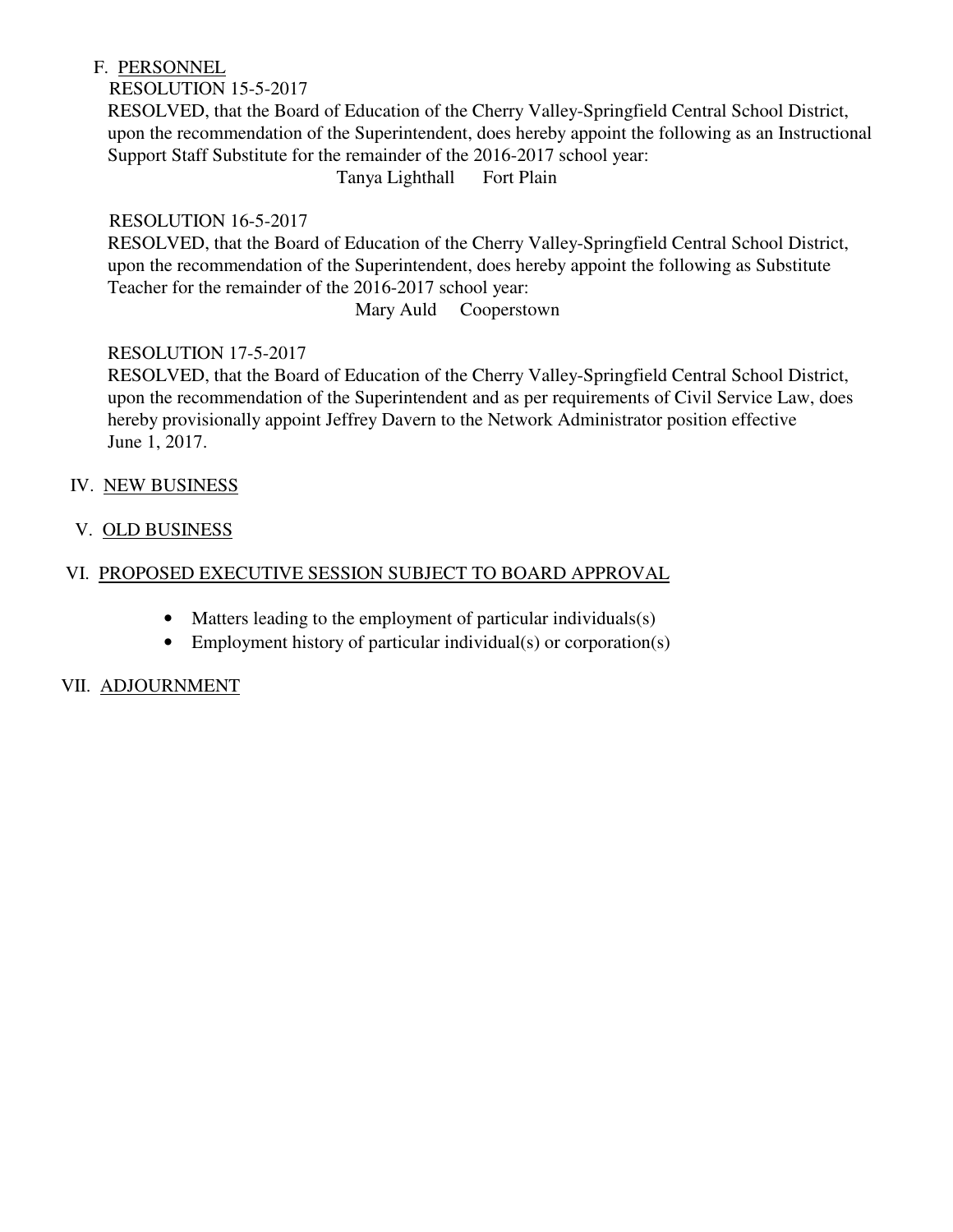F. PERSONNEL

RESOLUTION 15-5-2017

RESOLVED, that the Board of Education of the Cherry Valley-Springfield Central School District, upon the recommendation of the Superintendent, does hereby appoint the following as an Instructional Support Staff Substitute for the remainder of the 2016-2017 school year:

Tanya Lighthall Fort Plain

RESOLUTION 16-5-2017

RESOLVED, that the Board of Education of the Cherry Valley-Springfield Central School District, upon the recommendation of the Superintendent, does hereby appoint the following as Substitute Teacher for the remainder of the 2016-2017 school year:

Mary Auld Cooperstown

RESOLUTION 17-5-2017

RESOLVED, that the Board of Education of the Cherry Valley-Springfield Central School District, upon the recommendation of the Superintendent and as per requirements of Civil Service Law, does hereby provisionally appoint Jeffrey Davern to the Network Administrator position effective June 1, 2017.

IV. NEW BUSINESS

V. OLD BUSINESS

VI. PROPOSED EXECUTIVE SESSION SUBJECT TO BOARD APPROVAL

- Matters leading to the employment of particular individuals(s)
- Employment history of particular individual(s) or corporation(s)

VII. ADJOURNMENT